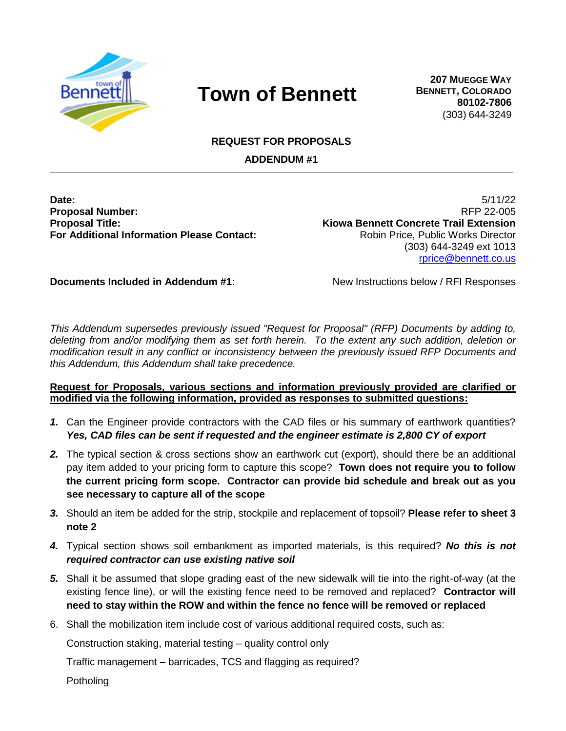# Town of Bennett

**207 MUEGGE WAY**
**BENNETT, COLORADO**
**80102-7806**
(303) 644-3249

## REQUEST FOR PROPOSALS

## ADDENDUM #1

---

| | |
|---|---|
| **Date:** | 5/11/22 |
| **Proposal Number:** | RFP 22-005 |
| **Proposal Title:** | **Kiowa Bennett Concrete Trail Extension** |
| **For Additional Information Please Contact:** | Robin Price, Public Works Director<br>(303) 644-3249 ext 1013<br>rprice@bennett.co.us |

**Documents Included in Addendum #1**: New Instructions below / RFI Responses

*This Addendum supersedes previously issued "Request for Proposal" (RFP) Documents by adding to, deleting from and/or modifying them as set forth herein. To the extent any such addition, deletion or modification result in any conflict or inconsistency between the previously issued RFP Documents and this Addendum, this Addendum shall take precedence.*

**Request for Proposals, various sections and information previously provided are clarified or modified via the following information, provided as responses to submitted questions:**

***1.*** Can the Engineer provide contractors with the CAD files or his summary of earthwork quantities? ***Yes, CAD files can be sent if requested and the engineer estimate is 2,800 CY of export***

***2.*** The typical section & cross sections show an earthwork cut (export), should there be an additional pay item added to your pricing form to capture this scope? **Town does not require you to follow the current pricing form scope. Contractor can provide bid schedule and break out as you see necessary to capture all of the scope**

***3.*** Should an item be added for the strip, stockpile and replacement of topsoil? **Please refer to sheet 3 note 2**

***4.*** Typical section shows soil embankment as imported materials, is this required? ***No this is not required contractor can use existing native soil***

***5.*** Shall it be assumed that slope grading east of the new sidewalk will tie into the right-of-way (at the existing fence line), or will the existing fence need to be removed and replaced? **Contractor will need to stay within the ROW and within the fence no fence will be removed or replaced**

6. Shall the mobilization item include cost of various additional required costs, such as:

   Construction staking, material testing – quality control only

   Traffic management – barricades, TCS and flagging as required?

   Potholing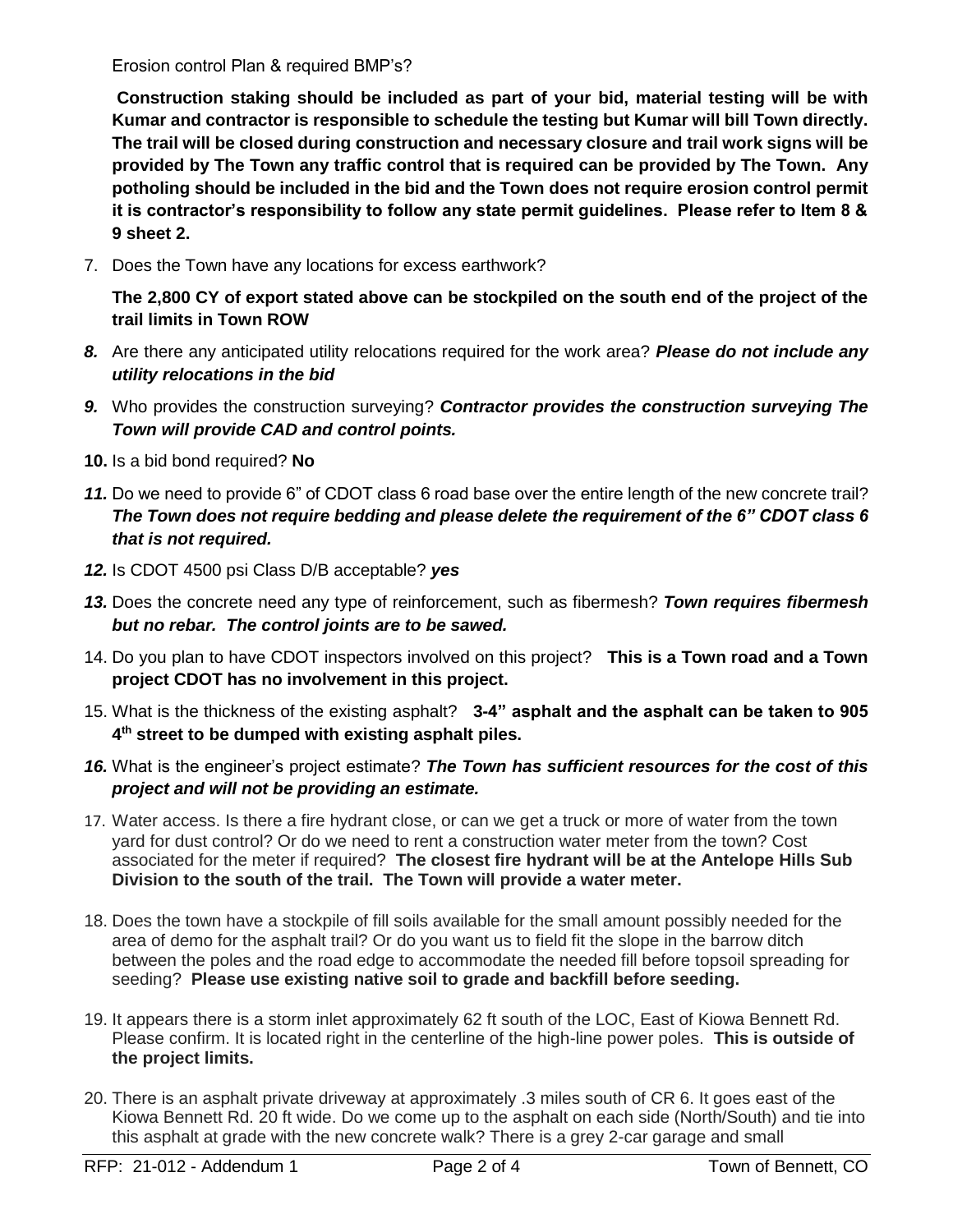Erosion control Plan & required BMP's?

**Construction staking should be included as part of your bid, material testing will be with Kumar and contractor is responsible to schedule the testing but Kumar will bill Town directly. The trail will be closed during construction and necessary closure and trail work signs will be provided by The Town any traffic control that is required can be provided by The Town. Any potholing should be included in the bid and the Town does not require erosion control permit it is contractor's responsibility to follow any state permit guidelines. Please refer to Item 8 & 9 sheet 2.**

7. Does the Town have any locations for excess earthwork?

   **The 2,800 CY of export stated above can be stockpiled on the south end of the project of the trail limits in Town ROW**

8. Are there any anticipated utility relocations required for the work area? ***Please do not include any utility relocations in the bid***
9. Who provides the construction surveying? ***Contractor provides the construction surveying The Town will provide CAD and control points.***
10. Is a bid bond required? **No**
11. Do we need to provide 6" of CDOT class 6 road base over the entire length of the new concrete trail? ***The Town does not require bedding and please delete the requirement of the 6" CDOT class 6 that is not required.***
12. Is CDOT 4500 psi Class D/B acceptable? ***yes***
13. Does the concrete need any type of reinforcement, such as fibermesh? ***Town requires fibermesh but no rebar. The control joints are to be sawed.***
14. Do you plan to have CDOT inspectors involved on this project? **This is a Town road and a Town project CDOT has no involvement in this project.**
15. What is the thickness of the existing asphalt? **3-4" asphalt and the asphalt can be taken to 905 4th street to be dumped with existing asphalt piles.**
16. What is the engineer's project estimate? ***The Town has sufficient resources for the cost of this project and will not be providing an estimate.***
17. Water access. Is there a fire hydrant close, or can we get a truck or more of water from the town yard for dust control? Or do we need to rent a construction water meter from the town? Cost associated for the meter if required? **The closest fire hydrant will be at the Antelope Hills Sub Division to the south of the trail. The Town will provide a water meter.**
18. Does the town have a stockpile of fill soils available for the small amount possibly needed for the area of demo for the asphalt trail? Or do you want us to field fit the slope in the barrow ditch between the poles and the road edge to accommodate the needed fill before topsoil spreading for seeding? **Please use existing native soil to grade and backfill before seeding.**
19. It appears there is a storm inlet approximately 62 ft south of the LOC, East of Kiowa Bennett Rd. Please confirm. It is located right in the centerline of the high-line power poles. **This is outside of the project limits.**
20. There is an asphalt private driveway at approximately .3 miles south of CR 6. It goes east of the Kiowa Bennett Rd. 20 ft wide. Do we come up to the asphalt on each side (North/South) and tie into this asphalt at grade with the new concrete walk? There is a grey 2-car garage and small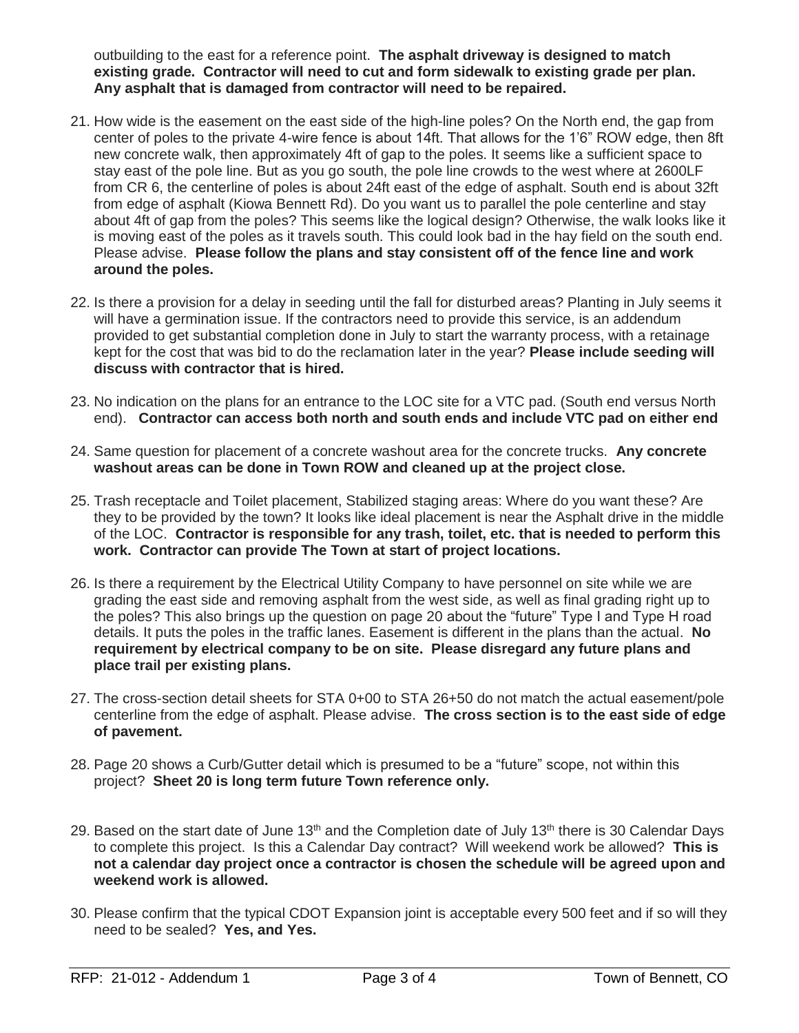outbuilding to the east for a reference point. **The asphalt driveway is designed to match existing grade. Contractor will need to cut and form sidewalk to existing grade per plan. Any asphalt that is damaged from contractor will need to be repaired.**

21. How wide is the easement on the east side of the high-line poles? On the North end, the gap from center of poles to the private 4-wire fence is about 14ft. That allows for the 1'6" ROW edge, then 8ft new concrete walk, then approximately 4ft of gap to the poles. It seems like a sufficient space to stay east of the pole line. But as you go south, the pole line crowds to the west where at 2600LF from CR 6, the centerline of poles is about 24ft east of the edge of asphalt. South end is about 32ft from edge of asphalt (Kiowa Bennett Rd). Do you want us to parallel the pole centerline and stay about 4ft of gap from the poles? This seems like the logical design? Otherwise, the walk looks like it is moving east of the poles as it travels south. This could look bad in the hay field on the south end. Please advise. **Please follow the plans and stay consistent off of the fence line and work around the poles.**

22. Is there a provision for a delay in seeding until the fall for disturbed areas? Planting in July seems it will have a germination issue. If the contractors need to provide this service, is an addendum provided to get substantial completion done in July to start the warranty process, with a retainage kept for the cost that was bid to do the reclamation later in the year? **Please include seeding will discuss with contractor that is hired.**

23. No indication on the plans for an entrance to the LOC site for a VTC pad. (South end versus North end). **Contractor can access both north and south ends and include VTC pad on either end**

24. Same question for placement of a concrete washout area for the concrete trucks. **Any concrete washout areas can be done in Town ROW and cleaned up at the project close.**

25. Trash receptacle and Toilet placement, Stabilized staging areas: Where do you want these? Are they to be provided by the town? It looks like ideal placement is near the Asphalt drive in the middle of the LOC. **Contractor is responsible for any trash, toilet, etc. that is needed to perform this work. Contractor can provide The Town at start of project locations.**

26. Is there a requirement by the Electrical Utility Company to have personnel on site while we are grading the east side and removing asphalt from the west side, as well as final grading right up to the poles? This also brings up the question on page 20 about the "future" Type I and Type H road details. It puts the poles in the traffic lanes. Easement is different in the plans than the actual. **No requirement by electrical company to be on site. Please disregard any future plans and place trail per existing plans.**

27. The cross-section detail sheets for STA 0+00 to STA 26+50 do not match the actual easement/pole centerline from the edge of asphalt. Please advise. **The cross section is to the east side of edge of pavement.**

28. Page 20 shows a Curb/Gutter detail which is presumed to be a "future" scope, not within this project? **Sheet 20 is long term future Town reference only.**

29. Based on the start date of June 13th and the Completion date of July 13th there is 30 Calendar Days to complete this project. Is this a Calendar Day contract? Will weekend work be allowed? **This is not a calendar day project once a contractor is chosen the schedule will be agreed upon and weekend work is allowed.**

30. Please confirm that the typical CDOT Expansion joint is acceptable every 500 feet and if so will they need to be sealed? **Yes, and Yes.**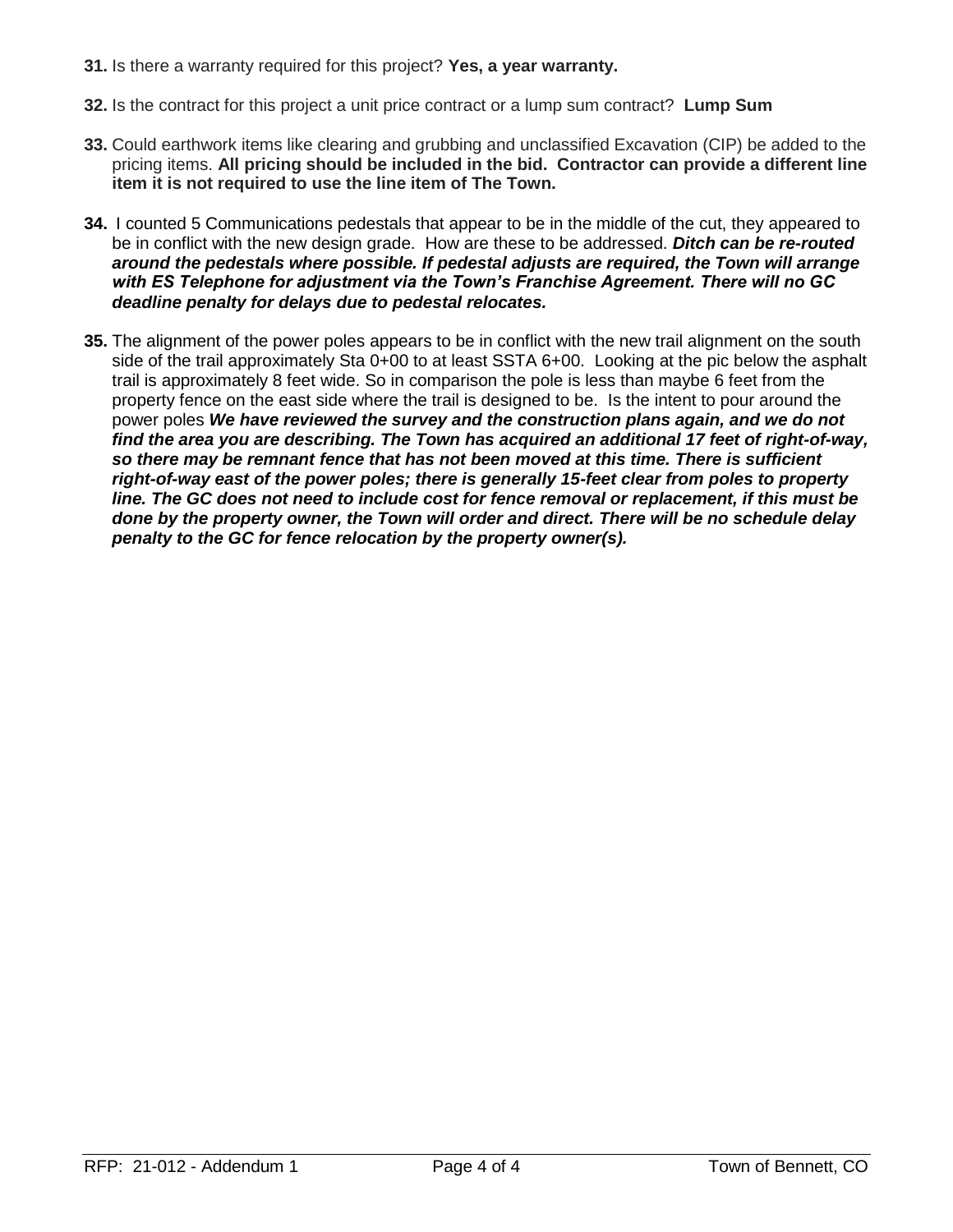**31.** Is there a warranty required for this project? **Yes, a year warranty.**

**32.** Is the contract for this project a unit price contract or a lump sum contract? **Lump Sum**

**33.** Could earthwork items like clearing and grubbing and unclassified Excavation (CIP) be added to the pricing items. **All pricing should be included in the bid. Contractor can provide a different line item it is not required to use the line item of The Town.**

**34.** I counted 5 Communications pedestals that appear to be in the middle of the cut, they appeared to be in conflict with the new design grade. How are these to be addressed. ***Ditch can be re-routed around the pedestals where possible. If pedestal adjusts are required, the Town will arrange with ES Telephone for adjustment via the Town's Franchise Agreement. There will no GC deadline penalty for delays due to pedestal relocates.***

**35.** The alignment of the power poles appears to be in conflict with the new trail alignment on the south side of the trail approximately Sta 0+00 to at least SSTA 6+00. Looking at the pic below the asphalt trail is approximately 8 feet wide. So in comparison the pole is less than maybe 6 feet from the property fence on the east side where the trail is designed to be. Is the intent to pour around the power poles ***We have reviewed the survey and the construction plans again, and we do not find the area you are describing. The Town has acquired an additional 17 feet of right-of-way, so there may be remnant fence that has not been moved at this time. There is sufficient right-of-way east of the power poles; there is generally 15-feet clear from poles to property line. The GC does not need to include cost for fence removal or replacement, if this must be done by the property owner, the Town will order and direct. There will be no schedule delay penalty to the GC for fence relocation by the property owner(s).***